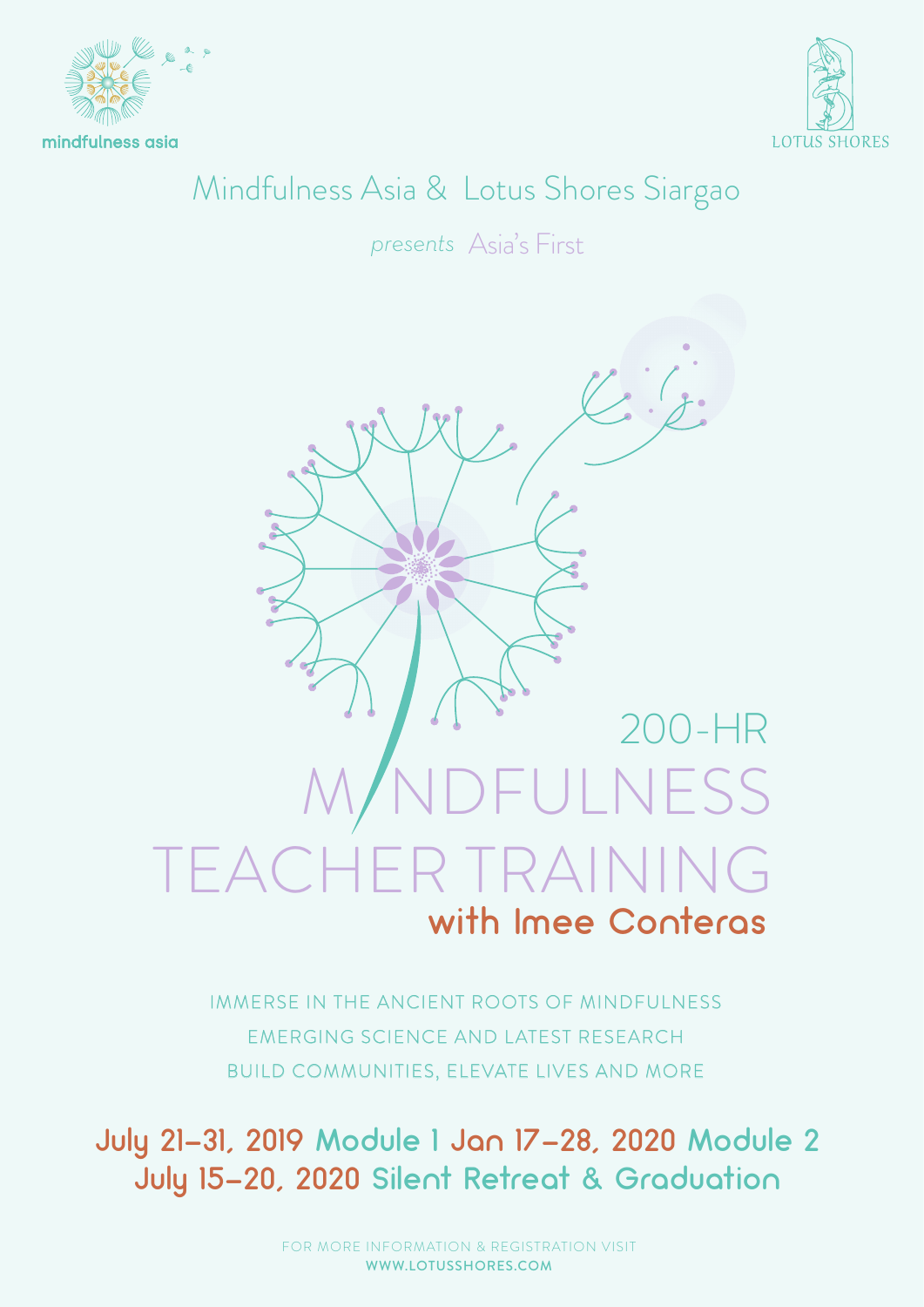mindfulness asia

LOTUS SHORES

Mindfulness Asia & Lotus Shores Siargao

*presents* Asia's First

# 200-HR MINDFULNESS TEACHER TRAINING

## with Imee Conteras

IMMERSE IN THE ANCIENT ROOTS OF MINDFULNESS

EMERGING SCIENCE AND LATEST RESEARCH

BUILD COMMUNITIES, ELEVATE LIVES AND MORE

**July 21–31, 2019** Module 1 **Jan 17–28, 2020** Module 2

**July 15–20, 2020** Silent Retreat & Graduation

FOR MORE INFORMATION & REGISTRATION VISIT

WWW.LOTUSSHORES.COM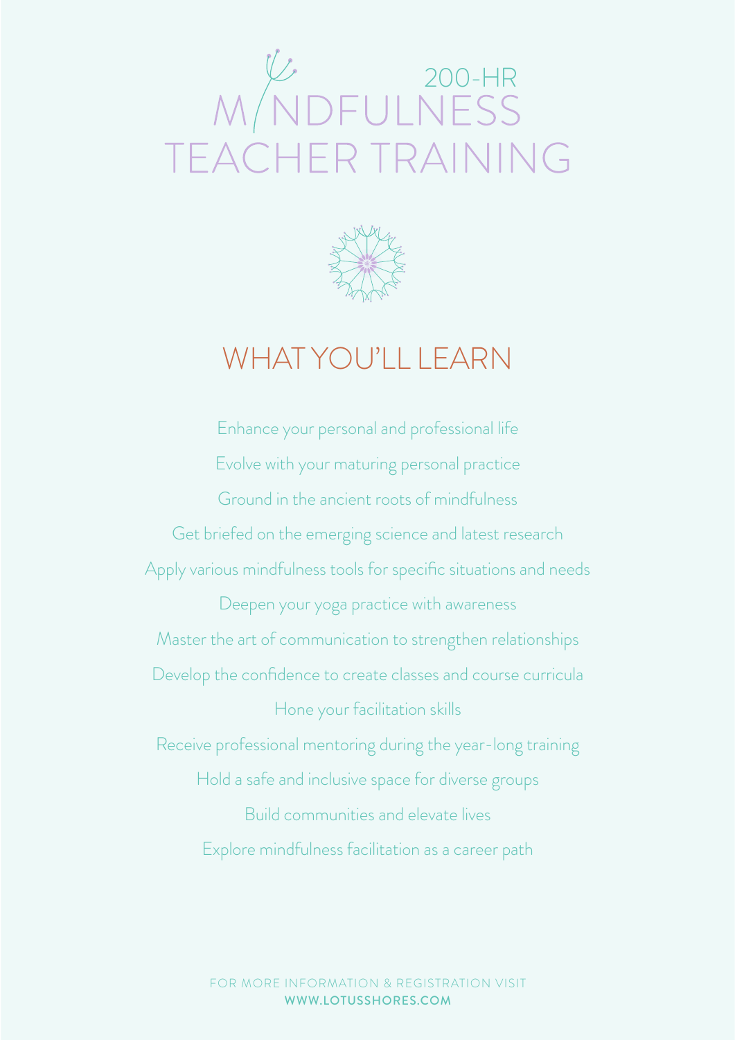200-HR

# MINDFULNESS TEACHER TRAINING

## WHAT YOU'LL LEARN

Enhance your personal and professional life

Evolve with your maturing personal practice

Ground in the ancient roots of mindfulness

Get briefed on the emerging science and latest research

Apply various mindfulness tools for specific situations and needs

Deepen your yoga practice with awareness

Master the art of communication to strengthen relationships

Develop the confidence to create classes and course curricula

Hone your facilitation skills

Receive professional mentoring during the year-long training

Hold a safe and inclusive space for diverse groups

Build communities and elevate lives

Explore mindfulness facilitation as a career path

FOR MORE INFORMATION & REGISTRATION VISIT
**WWW.LOTUSSHORES.COM**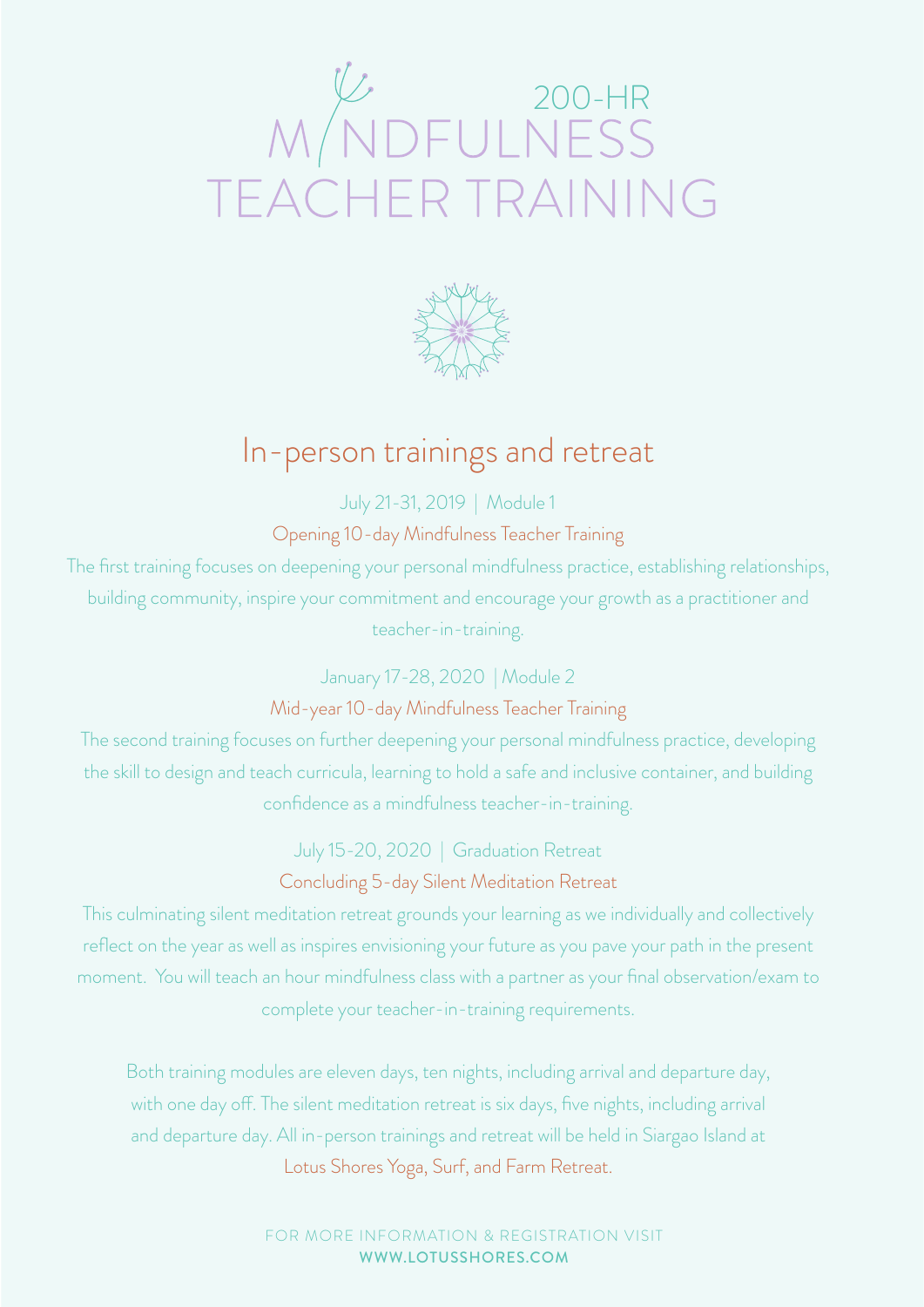# 200-HR MINDFULNESS TEACHER TRAINING

## In-person trainings and retreat

July 21-31, 2019 | Module 1

### Opening 10-day Mindfulness Teacher Training

The first training focuses on deepening your personal mindfulness practice, establishing relationships, building community, inspire your commitment and encourage your growth as a practitioner and teacher-in-training.

January 17-28, 2020 | Module 2

### Mid-year 10-day Mindfulness Teacher Training

The second training focuses on further deepening your personal mindfulness practice, developing the skill to design and teach curricula, learning to hold a safe and inclusive container, and building confidence as a mindfulness teacher-in-training.

July 15-20, 2020 | Graduation Retreat

### Concluding 5-day Silent Meditation Retreat

This culminating silent meditation retreat grounds your learning as we individually and collectively reflect on the year as well as inspires envisioning your future as you pave your path in the present moment. You will teach an hour mindfulness class with a partner as your final observation/exam to complete your teacher-in-training requirements.

Both training modules are eleven days, ten nights, including arrival and departure day, with one day off. The silent meditation retreat is six days, five nights, including arrival and departure day. All in-person trainings and retreat will be held in Siargao Island at Lotus Shores Yoga, Surf, and Farm Retreat.

FOR MORE INFORMATION & REGISTRATION VISIT
**WWW.LOTUSSHORES.COM**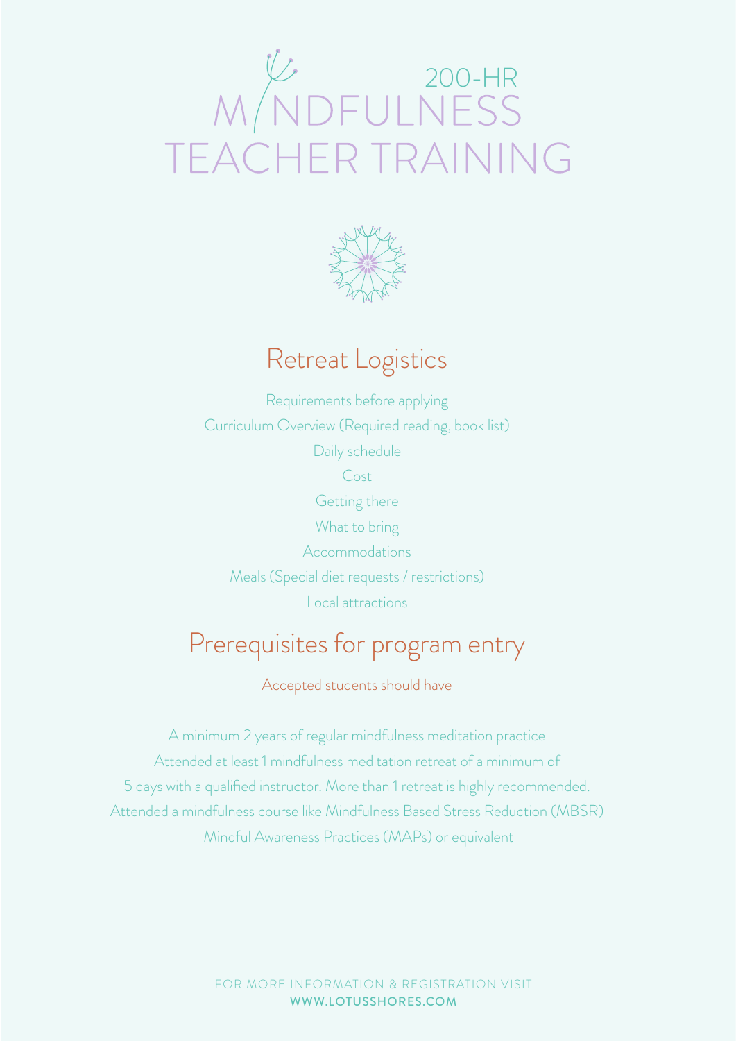# 200-HR MINDFULNESS TEACHER TRAINING

## Retreat Logistics

Requirements before applying

Curriculum Overview (Required reading, book list)

Daily schedule

Cost

Getting there

What to bring

Accommodations

Meals (Special diet requests / restrictions)

Local attractions

## Prerequisites for program entry

Accepted students should have

A minimum 2 years of regular mindfulness meditation practice

Attended at least 1 mindfulness meditation retreat of a minimum of 5 days with a qualified instructor. More than 1 retreat is highly recommended.

Attended a mindfulness course like Mindfulness Based Stress Reduction (MBSR) Mindful Awareness Practices (MAPs) or equivalent

FOR MORE INFORMATION & REGISTRATION VISIT
**WWW.LOTUSSHORES.COM**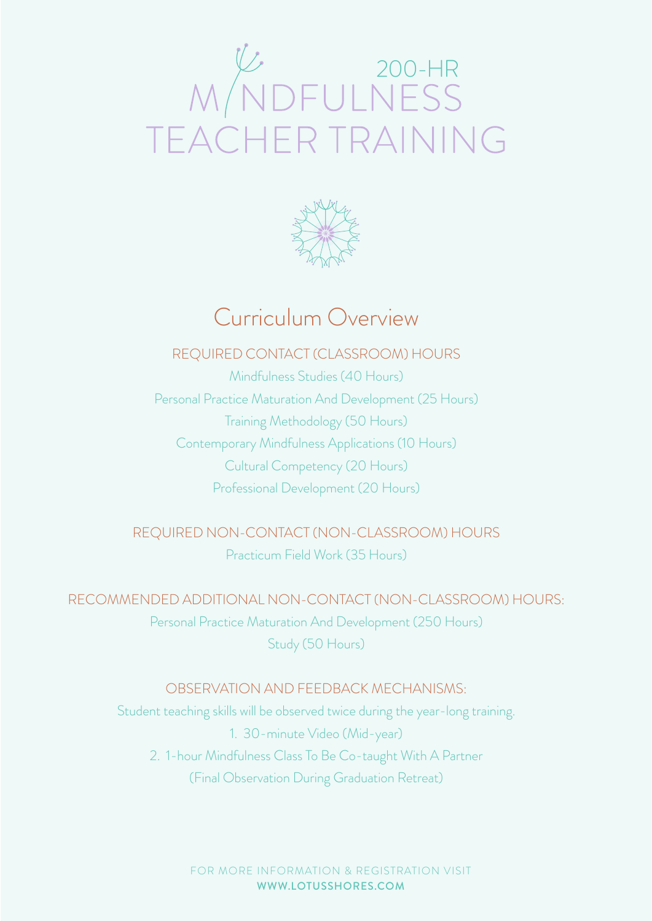# 200-HR MINDFULNESS TEACHER TRAINING

## Curriculum Overview

### REQUIRED CONTACT (CLASSROOM) HOURS

Mindfulness Studies (40 Hours)

Personal Practice Maturation And Development (25 Hours)

Training Methodology (50 Hours)

Contemporary Mindfulness Applications (10 Hours)

Cultural Competency (20 Hours)

Professional Development (20 Hours)

### REQUIRED NON-CONTACT (NON-CLASSROOM) HOURS

Practicum Field Work (35 Hours)

### RECOMMENDED ADDITIONAL NON-CONTACT (NON-CLASSROOM) HOURS:

Personal Practice Maturation And Development (250 Hours)

Study (50 Hours)

### OBSERVATION AND FEEDBACK MECHANISMS:

Student teaching skills will be observed twice during the year-long training.

1. 30-minute Video (Mid-year)
2. 1-hour Mindfulness Class To Be Co-taught With A Partner (Final Observation During Graduation Retreat)

FOR MORE INFORMATION & REGISTRATION VISIT
**WWW.LOTUSSHORES.COM**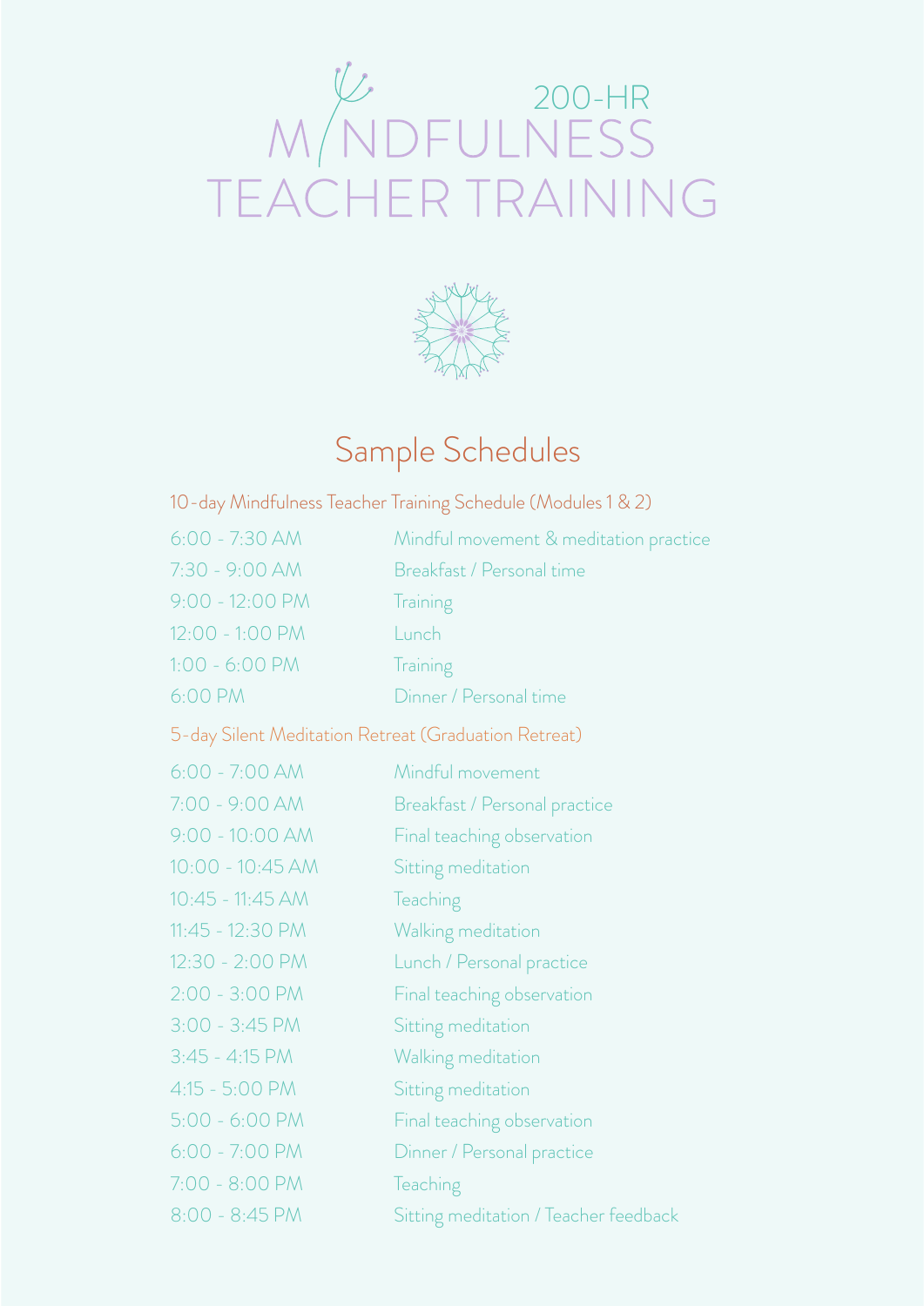# 200-HR MINDFULNESS TEACHER TRAINING

## Sample Schedules

### 10-day Mindfulness Teacher Training Schedule (Modules 1 & 2)

| | |
|---|---|
| 6:00 - 7:30 AM | Mindful movement & meditation practice |
| 7:30 - 9:00 AM | Breakfast / Personal time |
| 9:00 - 12:00 PM | Training |
| 12:00 - 1:00 PM | Lunch |
| 1:00 - 6:00 PM | Training |
| 6:00 PM | Dinner / Personal time |

### 5-day Silent Meditation Retreat (Graduation Retreat)

| | |
|---|---|
| 6:00 - 7:00 AM | Mindful movement |
| 7:00 - 9:00 AM | Breakfast / Personal practice |
| 9:00 - 10:00 AM | Final teaching observation |
| 10:00 - 10:45 AM | Sitting meditation |
| 10:45 - 11:45 AM | Teaching |
| 11:45 - 12:30 PM | Walking meditation |
| 12:30 - 2:00 PM | Lunch / Personal practice |
| 2:00 - 3:00 PM | Final teaching observation |
| 3:00 - 3:45 PM | Sitting meditation |
| 3:45 - 4:15 PM | Walking meditation |
| 4:15 - 5:00 PM | Sitting meditation |
| 5:00 - 6:00 PM | Final teaching observation |
| 6:00 - 7:00 PM | Dinner / Personal practice |
| 7:00 - 8:00 PM | Teaching |
| 8:00 - 8:45 PM | Sitting meditation / Teacher feedback |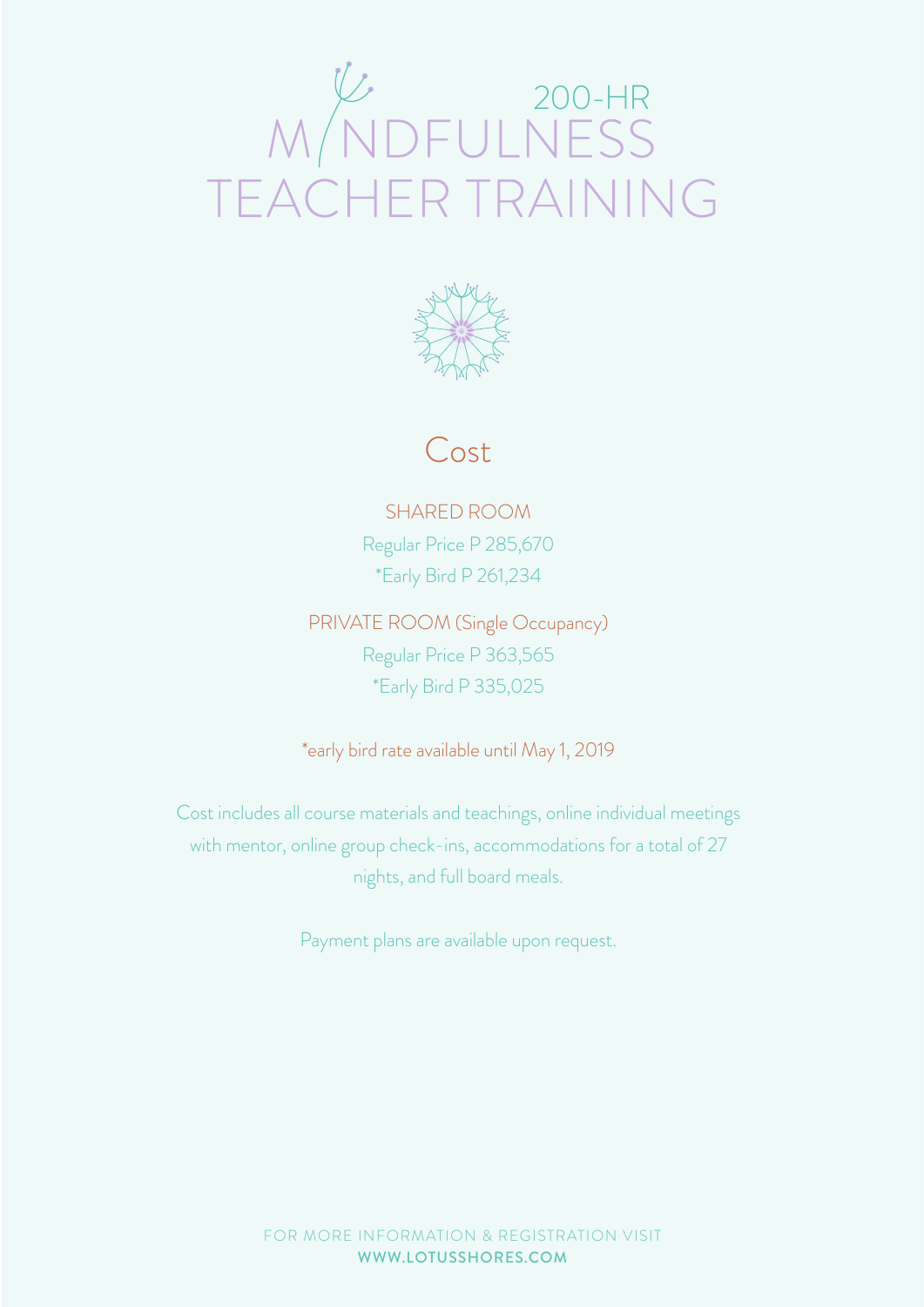# 200-HR MINDFULNESS TEACHER TRAINING

## Cost

SHARED ROOM

Regular Price P 285,670

*Early Bird P 261,234

PRIVATE ROOM (Single Occupancy)

Regular Price P 363,565

*Early Bird P 335,025

*early bird rate available until May 1, 2019

Cost includes all course materials and teachings, online individual meetings with mentor, online group check-ins, accommodations for a total of 27 nights, and full board meals.

Payment plans are available upon request.

FOR MORE INFORMATION & REGISTRATION VISIT
**WWW.LOTUSSHORES.COM**